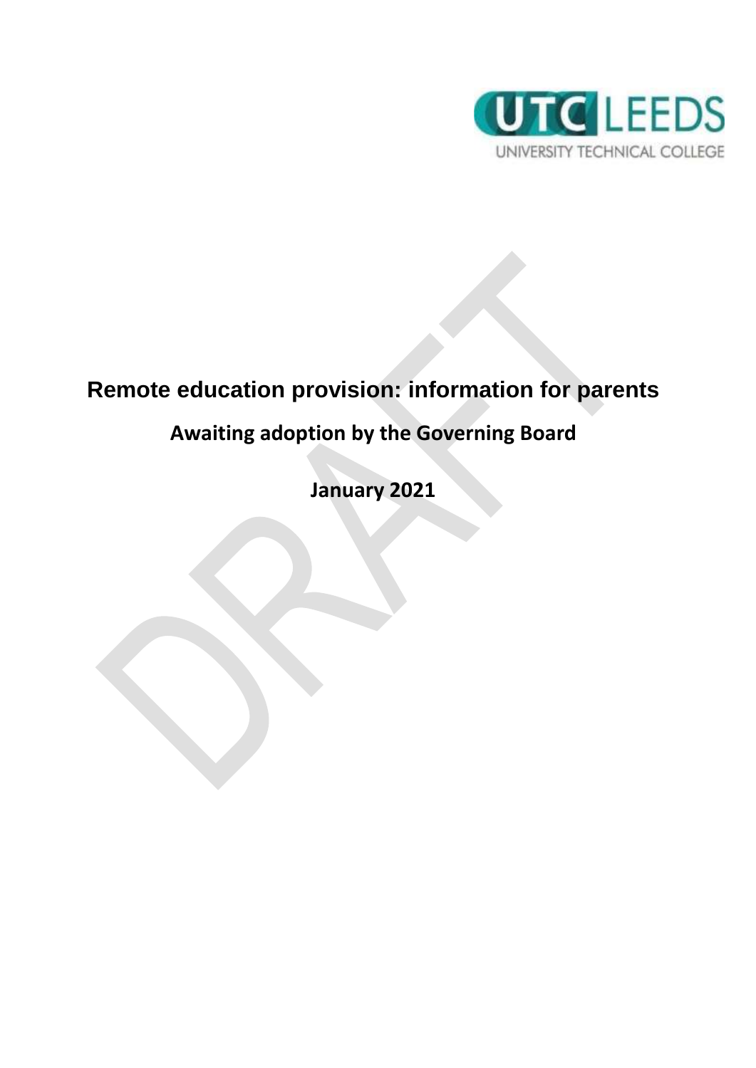UTC LEEDS

UNIVERSITY TECHNICAL COLLEGE

# Remote education provision: information for parents

**Awaiting adoption by the Governing Board**

**January 2021**

DRAFT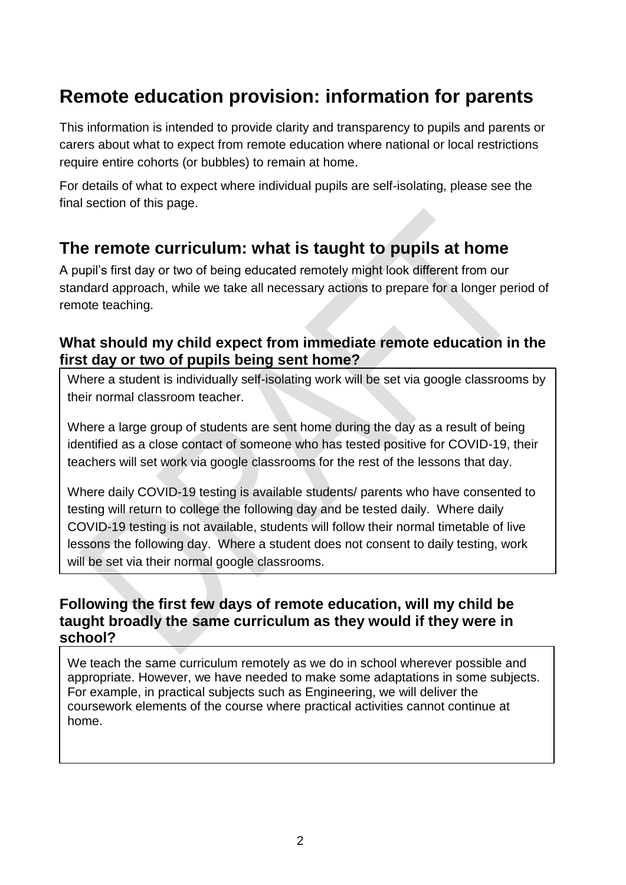# Remote education provision: information for parents

This information is intended to provide clarity and transparency to pupils and parents or carers about what to expect from remote education where national or local restrictions require entire cohorts (or bubbles) to remain at home.

For details of what to expect where individual pupils are self-isolating, please see the final section of this page.

## The remote curriculum: what is taught to pupils at home

A pupil's first day or two of being educated remotely might look different from our standard approach, while we take all necessary actions to prepare for a longer period of remote teaching.

### What should my child expect from immediate remote education in the first day or two of pupils being sent home?

Where a student is individually self-isolating work will be set via google classrooms by their normal classroom teacher.

Where a large group of students are sent home during the day as a result of being identified as a close contact of someone who has tested positive for COVID-19, their teachers will set work via google classrooms for the rest of the lessons that day.

Where daily COVID-19 testing is available students/ parents who have consented to testing will return to college the following day and be tested daily. Where daily COVID-19 testing is not available, students will follow their normal timetable of live lessons the following day. Where a student does not consent to daily testing, work will be set via their normal google classrooms.

### Following the first few days of remote education, will my child be taught broadly the same curriculum as they would if they were in school?

We teach the same curriculum remotely as we do in school wherever possible and appropriate. However, we have needed to make some adaptations in some subjects. For example, in practical subjects such as Engineering, we will deliver the coursework elements of the course where practical activities cannot continue at home.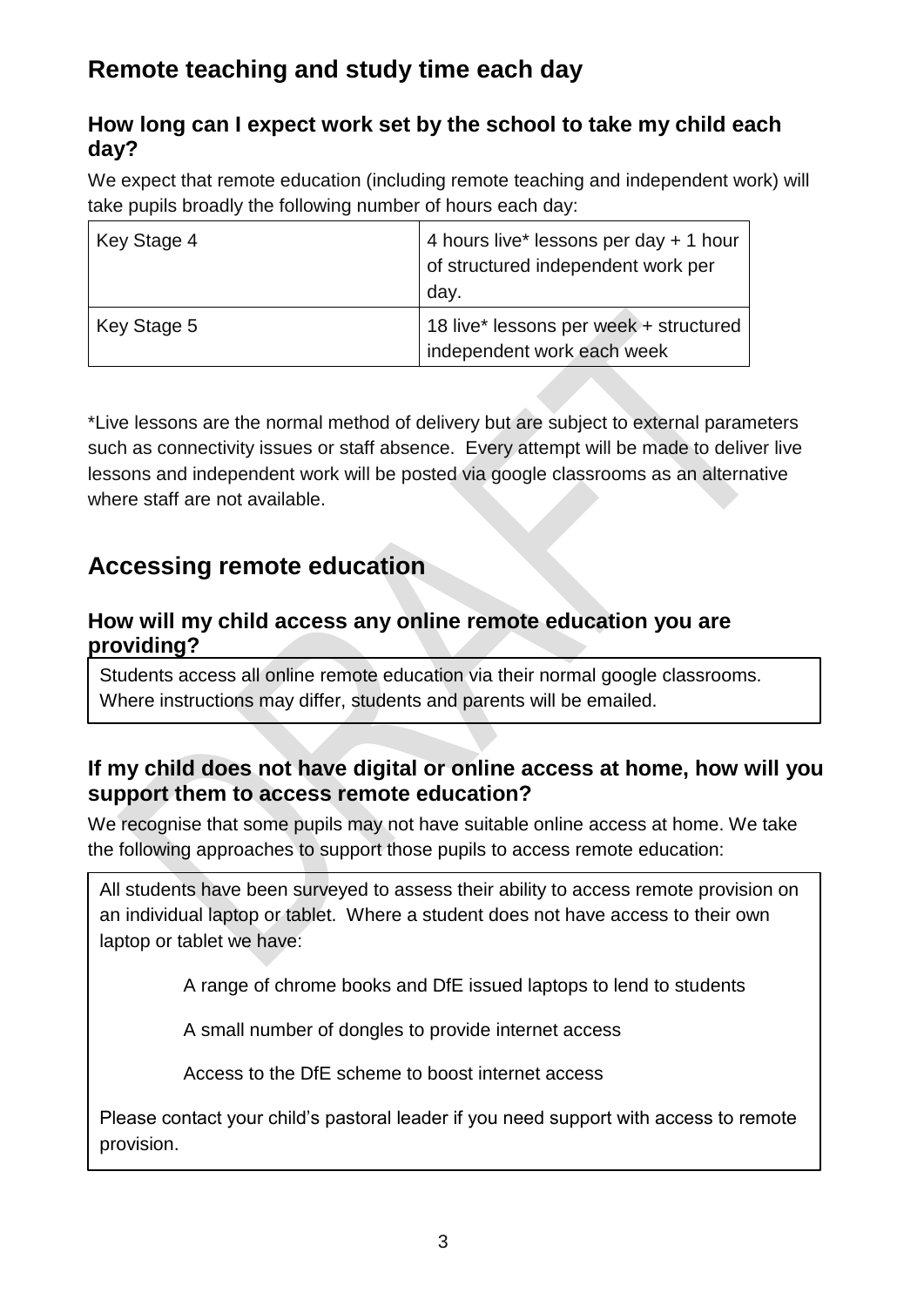## Remote teaching and study time each day

### How long can I expect work set by the school to take my child each day?

We expect that remote education (including remote teaching and independent work) will take pupils broadly the following number of hours each day:

| Key Stage 4 | 4 hours live* lessons per day + 1 hour of structured independent work per day. |
|---|---|
| Key Stage 5 | 18 live* lessons per week + structured independent work each week |

*Live lessons are the normal method of delivery but are subject to external parameters such as connectivity issues or staff absence. Every attempt will be made to deliver live lessons and independent work will be posted via google classrooms as an alternative where staff are not available.

## Accessing remote education

### How will my child access any online remote education you are providing?

Students access all online remote education via their normal google classrooms. Where instructions may differ, students and parents will be emailed.

### If my child does not have digital or online access at home, how will you support them to access remote education?

We recognise that some pupils may not have suitable online access at home. We take the following approaches to support those pupils to access remote education:

All students have been surveyed to assess their ability to access remote provision on an individual laptop or tablet. Where a student does not have access to their own laptop or tablet we have:

A range of chrome books and DfE issued laptops to lend to students

A small number of dongles to provide internet access

Access to the DfE scheme to boost internet access

Please contact your child's pastoral leader if you need support with access to remote provision.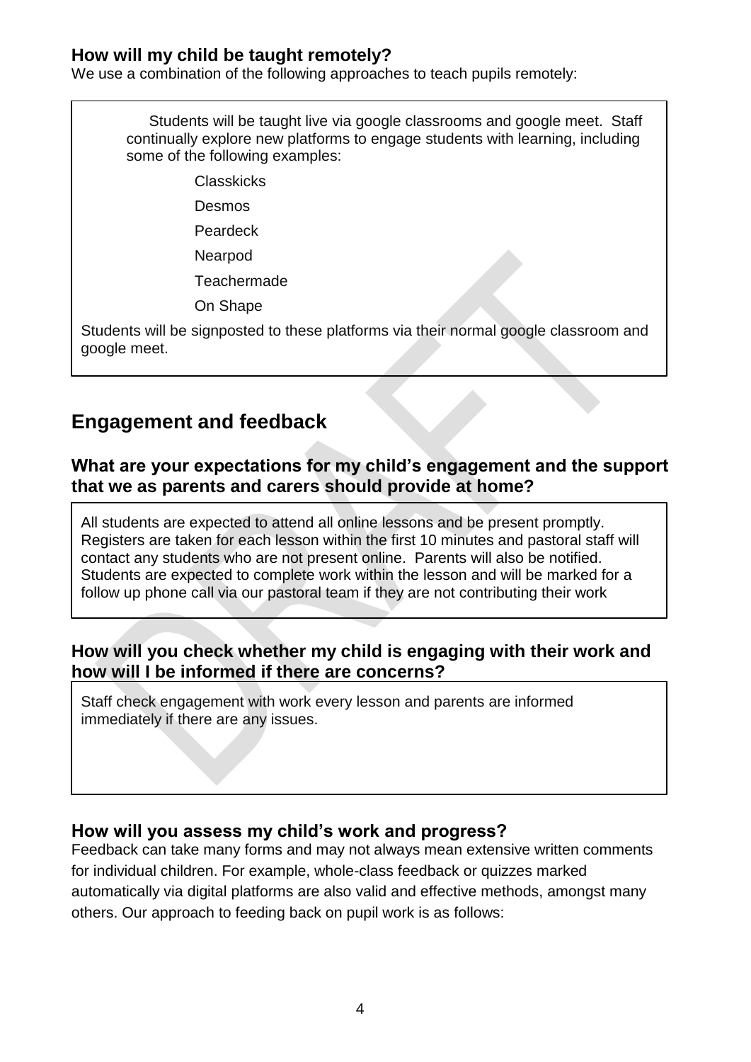### How will my child be taught remotely?

We use a combination of the following approaches to teach pupils remotely:

Students will be taught live via google classrooms and google meet. Staff continually explore new platforms to engage students with learning, including some of the following examples:

- Classkicks
- Desmos
- Peardeck
- Nearpod
- Teachermade
- On Shape

Students will be signposted to these platforms via their normal google classroom and google meet.

## Engagement and feedback

### What are your expectations for my child's engagement and the support that we as parents and carers should provide at home?

All students are expected to attend all online lessons and be present promptly. Registers are taken for each lesson within the first 10 minutes and pastoral staff will contact any students who are not present online. Parents will also be notified. Students are expected to complete work within the lesson and will be marked for a follow up phone call via our pastoral team if they are not contributing their work

### How will you check whether my child is engaging with their work and how will I be informed if there are concerns?

Staff check engagement with work every lesson and parents are informed immediately if there are any issues.

### How will you assess my child's work and progress?

Feedback can take many forms and may not always mean extensive written comments for individual children. For example, whole-class feedback or quizzes marked automatically via digital platforms are also valid and effective methods, amongst many others. Our approach to feeding back on pupil work is as follows: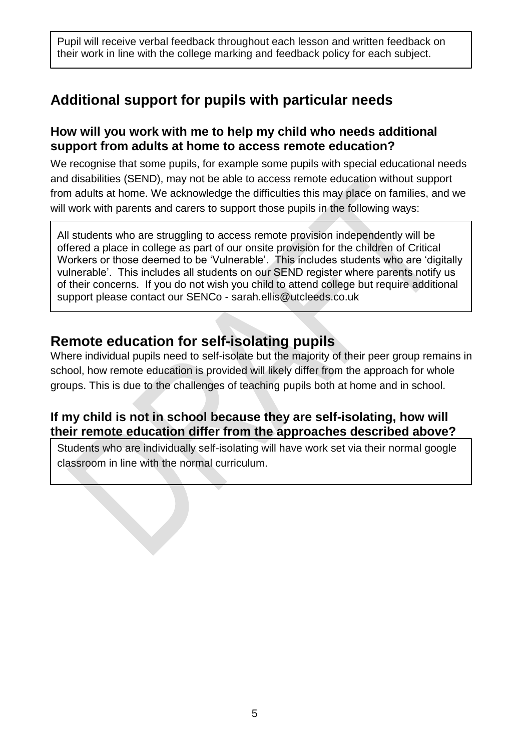Pupil will receive verbal feedback throughout each lesson and written feedback on their work in line with the college marking and feedback policy for each subject.

## Additional support for pupils with particular needs

### How will you work with me to help my child who needs additional support from adults at home to access remote education?

We recognise that some pupils, for example some pupils with special educational needs and disabilities (SEND), may not be able to access remote education without support from adults at home. We acknowledge the difficulties this may place on families, and we will work with parents and carers to support those pupils in the following ways:

All students who are struggling to access remote provision independently will be offered a place in college as part of our onsite provision for the children of Critical Workers or those deemed to be 'Vulnerable'. This includes students who are 'digitally vulnerable'. This includes all students on our SEND register where parents notify us of their concerns. If you do not wish you child to attend college but require additional support please contact our SENCo - sarah.ellis@utcleeds.co.uk

## Remote education for self-isolating pupils

Where individual pupils need to self-isolate but the majority of their peer group remains in school, how remote education is provided will likely differ from the approach for whole groups. This is due to the challenges of teaching pupils both at home and in school.

### If my child is not in school because they are self-isolating, how will their remote education differ from the approaches described above?

Students who are individually self-isolating will have work set via their normal google classroom in line with the normal curriculum.